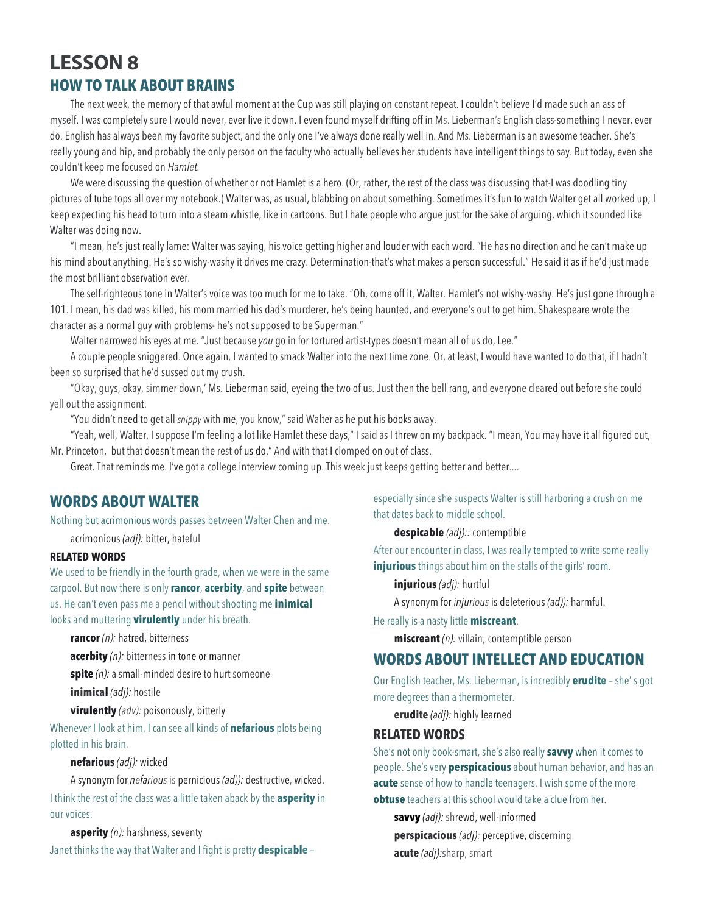# LESSON 8

## HOW TO TALK ABOUT BRAINS

The next week, the memory of that awful moment at the Cup was still playing on constant repeat. I couldn't believe I'd made such an ass of myself. I was completely sure I would never, ever live it down. I even found myself drifting off in Ms. Lieberman's English class-something I never, ever do. English has always been my favorite subject, and the only one I've always done really well in. And Ms. Lieberman is an awesome teacher. She's really young and hip, and probably the only person on the faculty who actually believes her students have intelligent things to say. But today, even she couldn't keep me focused on *Hamlet*.

We were discussing the question of whether or not Hamlet is a hero. (Or, rather, the rest of the class was discussing that-I was doodling tiny pictures of tube tops all over my notebook.) Walter was, as usual, blabbing on about something. Sometimes it's fun to watch Walter get all worked up; I keep expecting his head to turn into a steam whistle, like in cartoons. But I hate people who argue just for the sake of arguing, which it sounded like Walter was doing now.

"I mean, he's just really lame: Walter was saying, his voice getting higher and louder with each word. "He has no direction and he can't make up his mind about anything. He's so wishy-washy it drives me crazy. Determination-that's what makes a person successful." He said it as if he'd just made the most brilliant observation ever.

The self-righteous tone in Walter's voice was too much for me to take. "Oh, come off it, Walter. Hamlet's not wishy-washy. He's just gone through a 101. I mean, his dad was killed, his mom married his dad's murderer, he's being haunted, and everyone's out to get him. Shakespeare wrote the character as a normal guy with problems- he's not supposed to be Superman."

Walter narrowed his eyes at me. "Just because *you* go in for tortured artist-types doesn't mean all of us do, Lee."

A couple people sniggered. Once again, I wanted to smack Walter into the next time zone. Or, at least, I would have wanted to do that, if I hadn't been so surprised that he'd sussed out my crush.

"Okay, guys, okay, simmer down,' Ms. Lieberman said, eyeing the two of us. Just then the bell rang, and everyone cleared out before she could yell out the assignment.

"You didn't need to get all *snippy* with me, you know," said Walter as he put his books away.

"Yeah, well, Walter, I suppose I'm feeling a lot like Hamlet these days," I said as I threw on my backpack. "I mean, You may have it all figured out, Mr. Princeton, but that doesn't mean the rest of us do." And with that I clomped on out of class.

Great. That reminds me. I've got a college interview coming up. This week just keeps getting better and better....

## WORDS ABOUT WALTER

Nothing but acrimonious words passes between Walter Chen and me.

acrimonious *(adj):* bitter, hateful

### RELATED WORDS

We used to be friendly in the fourth grade, when we were in the same carpool. But now there is only **rancor**, **acerbity**, and **spite** between us. He can't even pass me a pencil without shooting me **inimical** looks and muttering **virulently** under his breath.

**rancor** *(n):* hatred, bitterness

**acerbity** *(n):* bitterness in tone or manner

**spite** *(n):* a small-minded desire to hurt someone

**inimical** *(adj):* hostile

**virulently** *(adv):* poisonously, bitterly

Whenever I look at him, I can see all kinds of **nefarious** plots being plotted in his brain.

**nefarious** *(adj):* wicked

A synonym for *nefarious* is pernicious *(ad)):* destructive, wicked.

I think the rest of the class was a little taken aback by the **asperity** in our voices.

**asperity** *(n):* harshness, seventy

Janet thinks the way that Walter and I fight is pretty **despicable** – especially since she suspects Walter is still harboring a crush on me that dates back to middle school.

**despicable** *(adj)::* contemptible

After our encounter in class, I was really tempted to write some really **injurious** things about him on the stalls of the girls' room.

**injurious** *(adj):* hurtful

A synonym for *injurious* is deleterious *(ad)):* harmful.

He really is a nasty little **miscreant**.

**miscreant** *(n):* villain; contemptible person

## WORDS ABOUT INTELLECT AND EDUCATION

Our English teacher, Ms. Lieberman, is incredibly **erudite** – she' s got more degrees than a thermometer.

**erudite** *(adj):* highly learned

### RELATED WORDS

She's not only book-smart, she's also really **savvy** when it comes to people. She's very **perspicacious** about human behavior, and has an **acute** sense of how to handle teenagers. I wish some of the more **obtuse** teachers at this school would take a clue from her.

**savvy** *(adj):* shrewd, well-informed

**perspicacious** *(adj):* perceptive, discerning

**acute** *(adj):*sharp, smart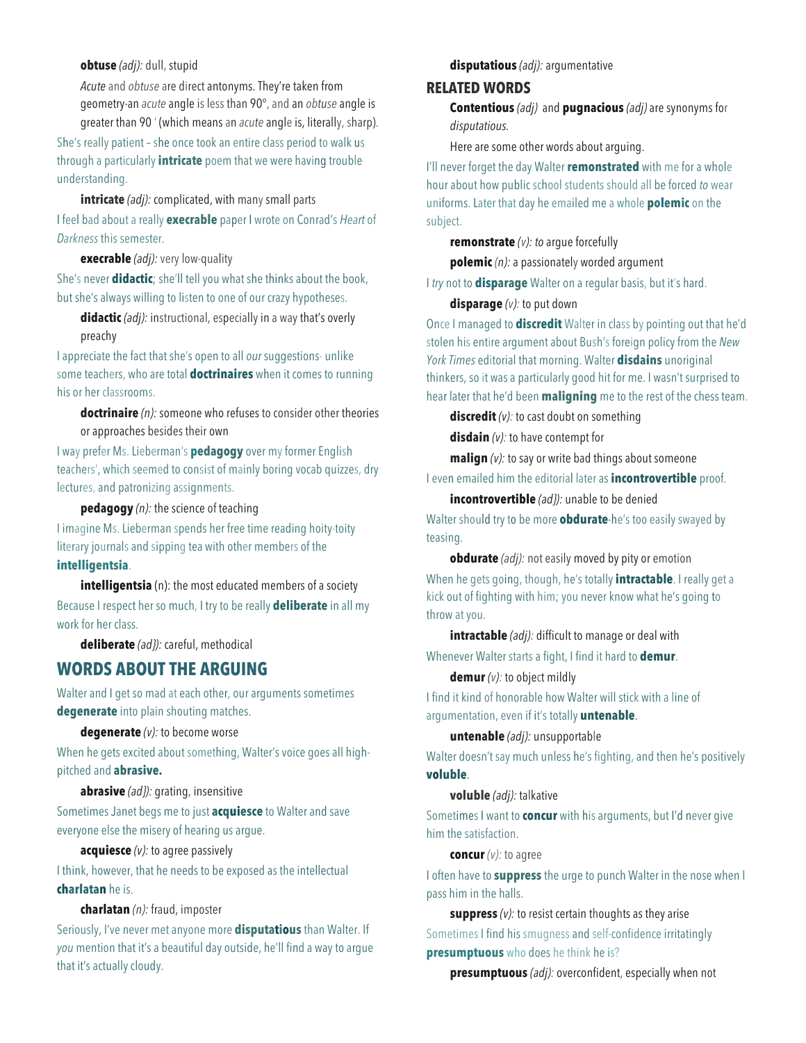**obtuse** *(adj):* dull, stupid

*Acute* and *obtuse* are direct antonyms. They're taken from geometry-an *acute* angle is less than 90°, and an *obtuse* angle is greater than 90 ' (which means an *acute* angle is, literally, sharp).

She's really patient – she once took an entire class period to walk us through a particularly **intricate** poem that we were having trouble understanding.

**intricate** *(adj):* complicated, with many small parts

I feel bad about a really **execrable** paper I wrote on Conrad's *Heart of Darkness* this semester.

**execrable** *(adj):* very low-quality

She's never **didactic**; she'll tell you what she thinks about the book, but she's always willing to listen to one of our crazy hypotheses.

**didactic** *(adj):* instructional, especially in a way that's overly preachy

I appreciate the fact that she's open to all *our* suggestions- unlike some teachers, who are total **doctrinaires** when it comes to running his or her classrooms.

**doctrinaire** *(n):* someone who refuses to consider other theories or approaches besides their own

I way prefer Ms. Lieberman's **pedagogy** over my former English teachers', which seemed to consist of mainly boring vocab quizzes, dry lectures, and patronizing assignments.

**pedagogy** *(n):* the science of teaching

I imagine Ms. Lieberman spends her free time reading hoity-toity literary journals and sipping tea with other members of the **intelligentsia**.

**intelligentsia** (n): the most educated members of a society

Because I respect her so much, I try to be really **deliberate** in all my work for her class.

**deliberate** *(adj):* careful, methodical

## WORDS ABOUT THE ARGUING

Walter and I get so mad at each other, our arguments sometimes **degenerate** into plain shouting matches.

**degenerate** *(v):* to become worse

When he gets excited about something, Walter's voice goes all high-pitched and **abrasive.**

**abrasive** *(adj):* grating, insensitive

Sometimes Janet begs me to just **acquiesce** to Walter and save everyone else the misery of hearing us argue.

**acquiesce** *(v):* to agree passively

I think, however, that he needs to be exposed as the intellectual **charlatan** he is.

**charlatan** *(n):* fraud, imposter

Seriously, I've never met anyone more **disputatious** than Walter. If *you* mention that it's a beautiful day outside, he'll find a way to argue that it's actually cloudy.

**disputatious** *(adj):* argumentative

## RELATED WORDS

**Contentious** *(adj)* and **pugnacious** *(adj)* are synonyms for *disputatious.*

Here are some other words about arguing.

I'll never forget the day Walter **remonstrated** with me for a whole hour about how public school students should all be forced *to* wear uniforms. Later that day he emailed me a whole **polemic** on the subject.

**remonstrate** *(v): to* argue forcefully

**polemic** *(n):* a passionately worded argument

I *try* not to **disparage** Walter on a regular basis, but it's hard.

**disparage** *(v):* to put down

Once I managed to **discredit** Walter in class by pointing out that he'd stolen his entire argument about Bush's foreign policy from the *New York Times* editorial that morning. Walter **disdains** unoriginal thinkers, so it was a particularly good hit for me. I wasn't surprised to hear later that he'd been **maligning** me to the rest of the chess team.

**discredit** *(v):* to cast doubt on something

**disdain** *(v):* to have contempt for

**malign** *(v):* to say or write bad things about someone

I even emailed him the editorial later as **incontrovertible** proof.

**incontrovertible** *(adj):* unable to be denied

Walter should try to be more **obdurate**-he's too easily swayed by teasing.

**obdurate** *(adj):* not easily moved by pity or emotion

When he gets going, though, he's totally **intractable**. I really get a kick out of fighting with him; you never know what he's going to throw at you.

**intractable** *(adj):* difficult to manage or deal with

Whenever Walter starts a fight, I find it hard to **demur**.

**demur** *(v):* to object mildly

I find it kind of honorable how Walter will stick with a line of argumentation, even if it's totally **untenable**.

**untenable** *(adj):* unsupportable

Walter doesn't say much unless he's fighting, and then he's positively **voluble**.

**voluble** *(adj):* talkative

Sometimes I want to **concur** with his arguments, but I'd never give him the satisfaction.

**concur** *(v):* to agree

I often have to **suppress** the urge to punch Walter in the nose when I pass him in the halls.

**suppress** *(v):* to resist certain thoughts as they arise

Sometimes I find his smugness and self-confidence irritatingly **presumptuous** who does he think he is?

**presumptuous** *(adj):* overconfident, especially when not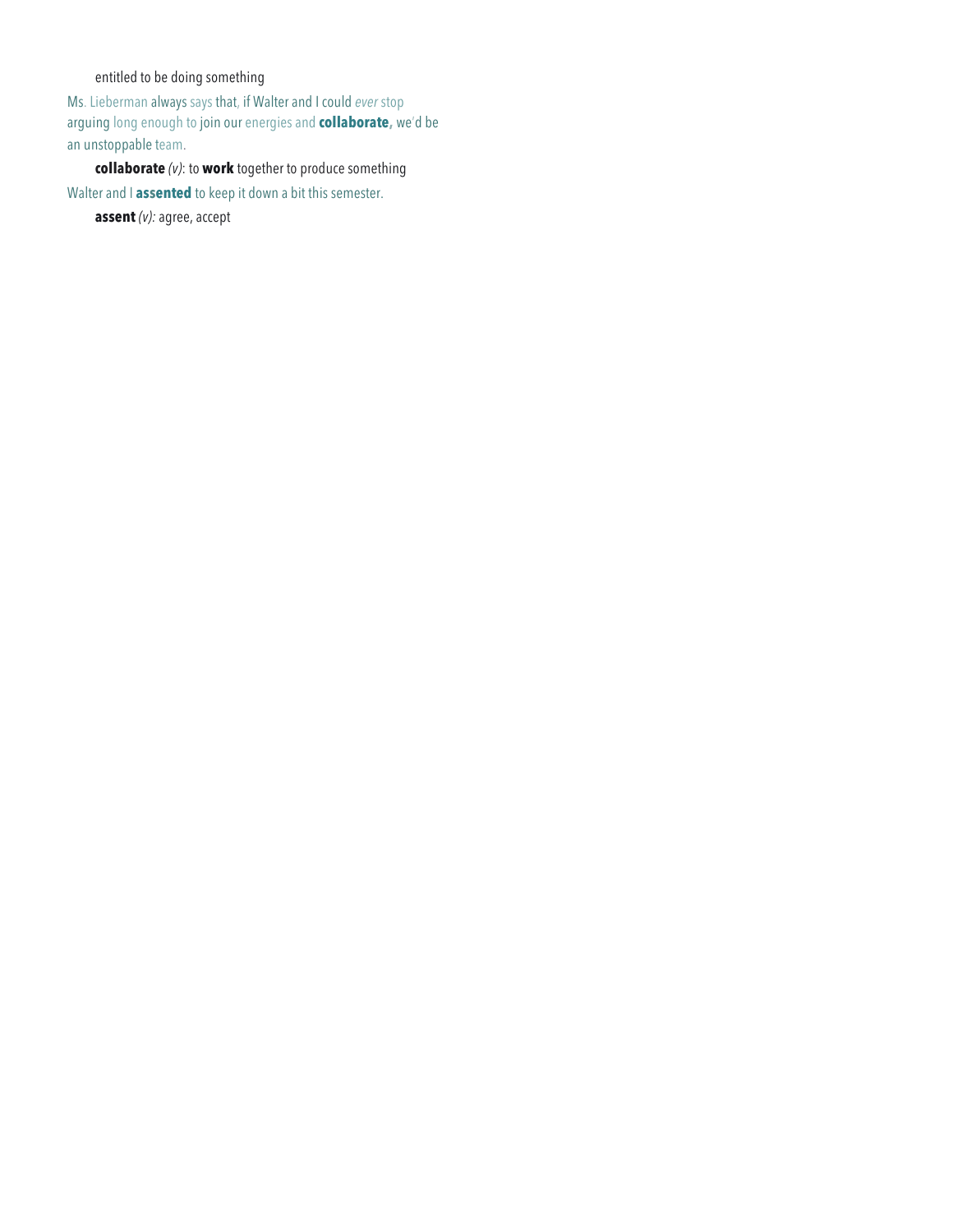entitled to be doing something

Ms. Lieberman always says that, if Walter and I could *ever* stop arguing long enough to join our energies and **collaborate,** we'd be an unstoppable team.

**collaborate** *(v)*: to **work** together to produce something

Walter and I **assented** to keep it down a bit this semester.

**assent** *(v):* agree, accept